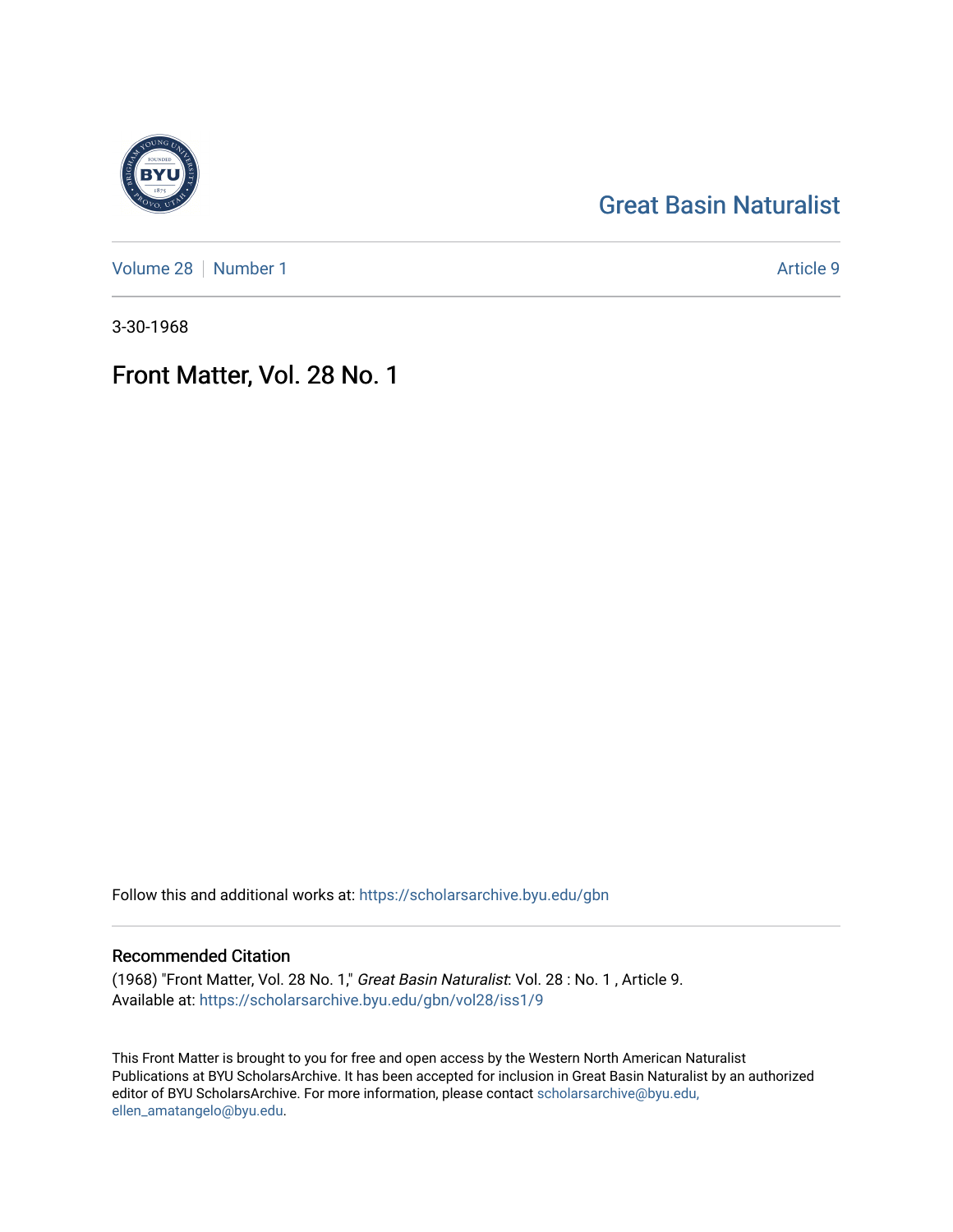Great Basin Naturalist

Volume 28 | Number 1 Article 9

3-30-1968

# Front Matter, Vol. 28 No. 1

Follow this and additional works at: https://scholarsarchive.byu.edu/gbn

## Recommended Citation

(1968) "Front Matter, Vol. 28 No. 1," *Great Basin Naturalist*: Vol. 28 : No. 1 , Article 9.
Available at: https://scholarsarchive.byu.edu/gbn/vol28/iss1/9

This Front Matter is brought to you for free and open access by the Western North American Naturalist Publications at BYU ScholarsArchive. It has been accepted for inclusion in Great Basin Naturalist by an authorized editor of BYU ScholarsArchive. For more information, please contact scholarsarchive@byu.edu, ellen_amatangelo@byu.edu.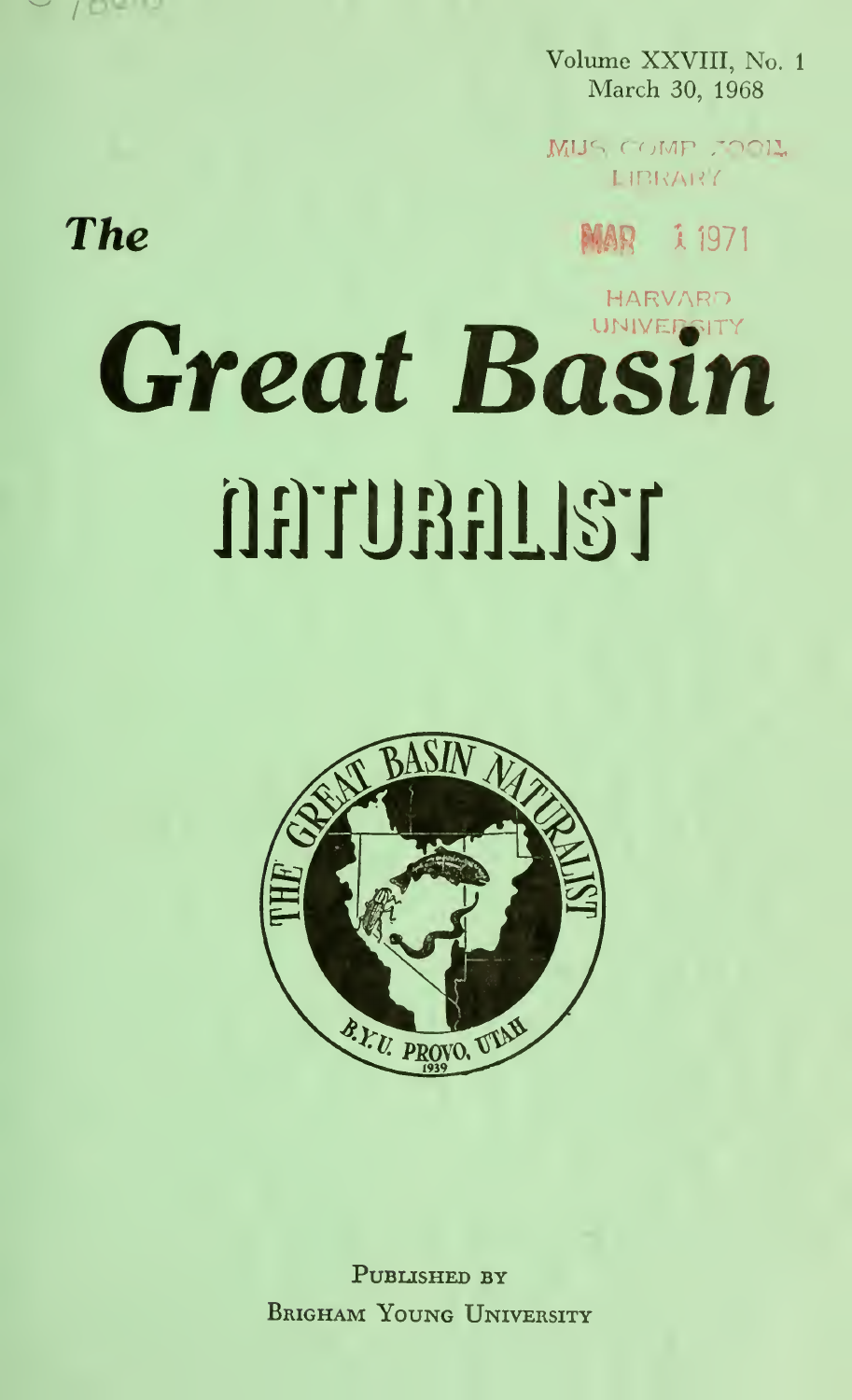Volume XXVIII, No. 1
March 30, 1968

MUS. COMP. ZOOL.
LIBRARY

MAR 1 1971

HARVARD
UNIVERSITY

# The Great Basin NATURALIST

PUBLISHED BY
BRIGHAM YOUNG UNIVERSITY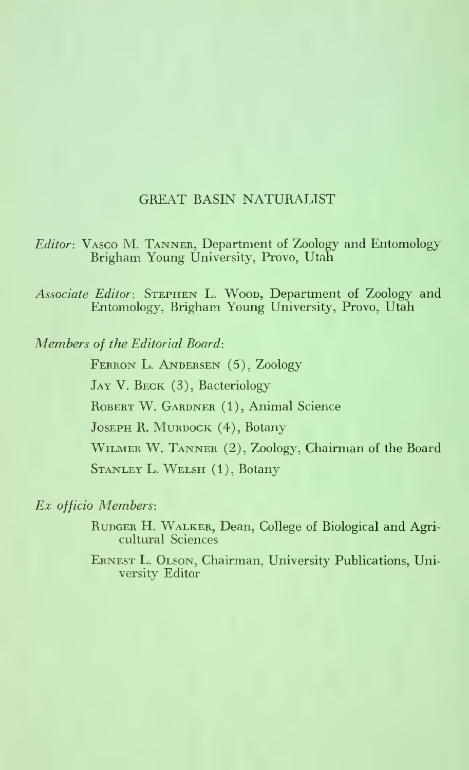# GREAT BASIN NATURALIST

*Editor*: Vasco M. Tanner, Department of Zoology and Entomology Brigham Young University, Provo, Utah

*Associate Editor*: Stephen L. Wood, Department of Zoology and Entomology, Brigham Young University, Provo, Utah

*Members of the Editorial Board*:

Ferron L. Andersen (5), Zoology

Jay V. Beck (3), Bacteriology

Robert W. Gardner (1), Animal Science

Joseph R. Murdock (4), Botany

Wilmer W. Tanner (2), Zoology, Chairman of the Board

Stanley L. Welsh (1), Botany

*Ex officio Members*:

Rudger H. Walker, Dean, College of Biological and Agricultural Sciences

Ernest L. Olson, Chairman, University Publications, University Editor